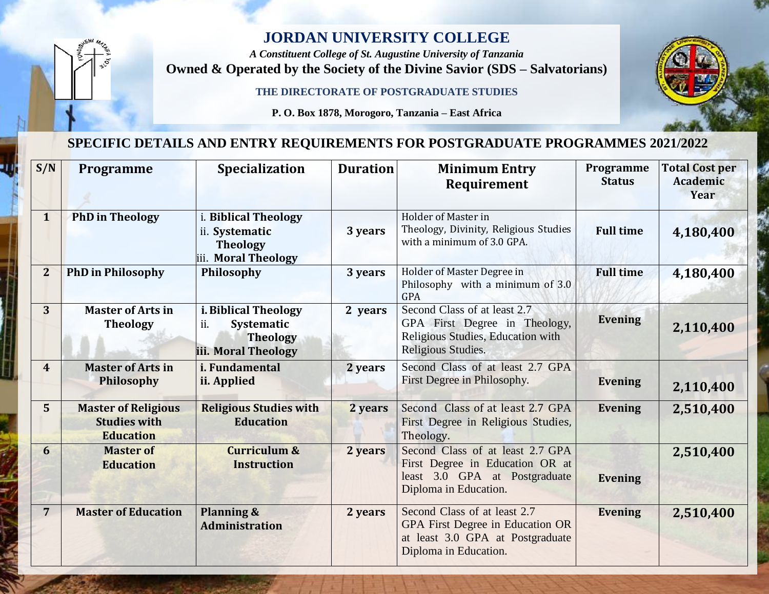# JORDAN UNIVERSITY COLLEGE

*A Constituent College of St. Augustine University of Tanzania*

**Owned & Operated by the Society of the Divine Savior (SDS – Salvatorians)**

**THE DIRECTORATE OF POSTGRADUATE STUDIES**

**P. O. Box 1878, Morogoro, Tanzania – East Africa**

## SPECIFIC DETAILS AND ENTRY REQUIREMENTS FOR POSTGRADUATE PROGRAMMES 2021/2022

| S/N | Programme | Specialization | Duration | Minimum Entry Requirement | Programme Status | Total Cost per Academic Year |
|---|---|---|---|---|---|---|
| 1 | PhD in Theology | i. Biblical Theology<br>ii. Systematic Theology<br>iii. Moral Theology | 3 years | Holder of Master in Theology, Divinity, Religious Studies with a minimum of 3.0 GPA. | Full time | 4,180,400 |
| 2 | PhD in Philosophy | Philosophy | 3 years | Holder of Master Degree in Philosophy with a minimum of 3.0 GPA | Full time | 4,180,400 |
| 3 | Master of Arts in Theology | i. Biblical Theology<br>ii. Systematic Theology<br>iii. Moral Theology | 2 years | Second Class of at least 2.7 GPA First Degree in Theology, Religious Studies, Education with Religious Studies. | Evening | 2,110,400 |
| 4 | Master of Arts in Philosophy | i. Fundamental<br>ii. Applied | 2 years | Second Class of at least 2.7 GPA First Degree in Philosophy. | Evening | 2,110,400 |
| 5 | Master of Religious Studies with Education | Religious Studies with Education | 2 years | Second Class of at least 2.7 GPA First Degree in Religious Studies, Theology. | Evening | 2,510,400 |
| 6 | Master of Education | Curriculum & Instruction | 2 years | Second Class of at least 2.7 GPA First Degree in Education OR at least 3.0 GPA at Postgraduate Diploma in Education. | Evening | 2,510,400 |
| 7 | Master of Education | Planning & Administration | 2 years | Second Class of at least 2.7 GPA First Degree in Education OR at least 3.0 GPA at Postgraduate Diploma in Education. | Evening | 2,510,400 |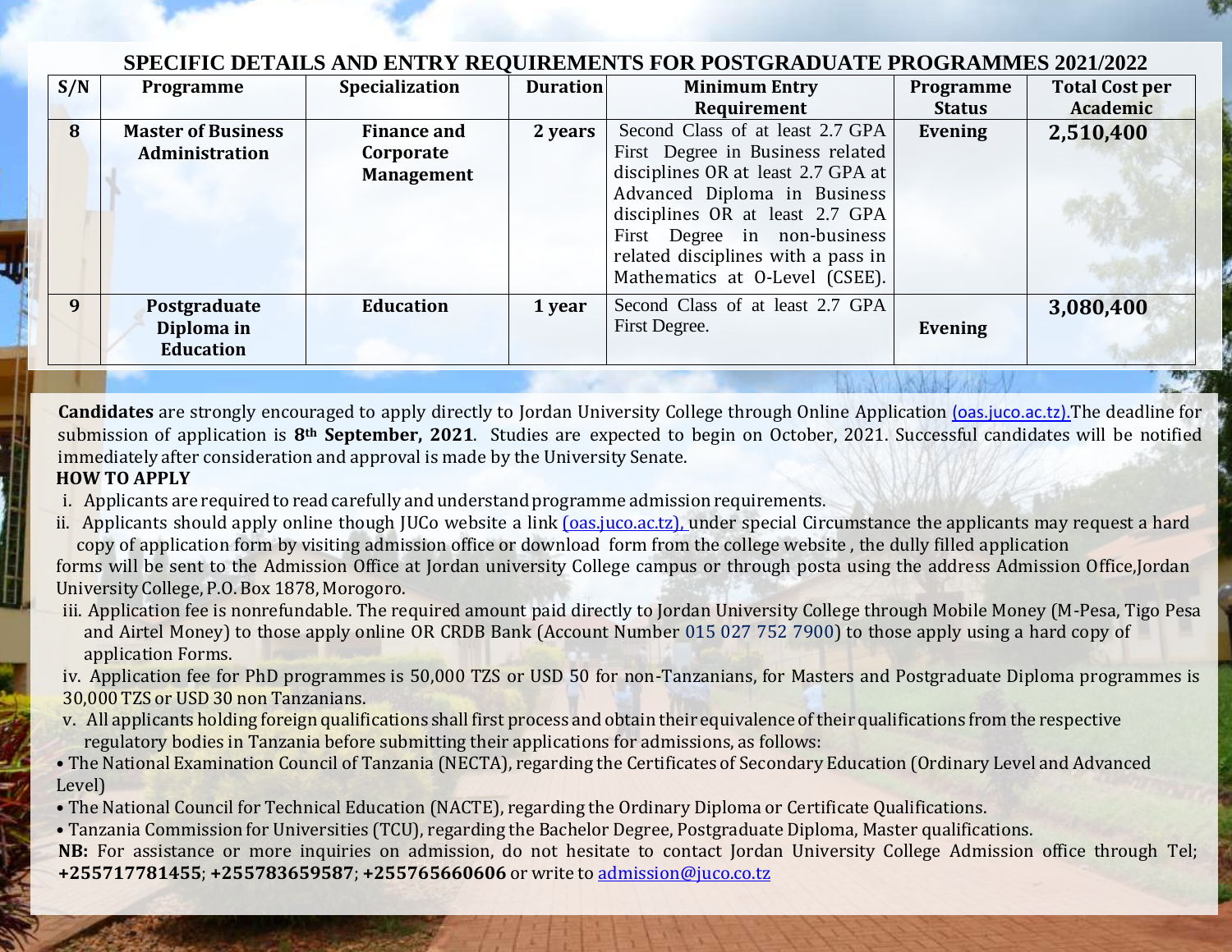## SPECIFIC DETAILS AND ENTRY REQUIREMENTS FOR POSTGRADUATE PROGRAMMES 2021/2022

| S/N | Programme | Specialization | Duration | Minimum Entry Requirement | Programme Status | Total Cost per Academic |
|---|---|---|---|---|---|---|
| 8 | **Master of Business Administration** | **Finance and Corporate Management** | **2 years** | Second Class of at least 2.7 GPA First Degree in Business related disciplines OR at least 2.7 GPA at Advanced Diploma in Business disciplines OR at least 2.7 GPA First Degree in non-business related disciplines with a pass in Mathematics at O-Level (CSEE). | **Evening** | **2,510,400** |
| 9 | **Postgraduate Diploma in Education** | **Education** | **1 year** | Second Class of at least 2.7 GPA First Degree. | **Evening** | **3,080,400** |

**Candidates** are strongly encouraged to apply directly to Jordan University College through Online Application (oas.juco.ac.tz).The deadline for submission of application is **8th September, 2021**. Studies are expected to begin on October, 2021. Successful candidates will be notified immediately after consideration and approval is made by the University Senate.

**HOW TO APPLY**

i. Applicants are required to read carefully and understand programme admission requirements.

ii. Applicants should apply online though JUCo website a link (oas.juco.ac.tz), under special Circumstance the applicants may request a hard copy of application form by visiting admission office or download form from the college website , the dully filled application forms will be sent to the Admission Office at Jordan university College campus or through posta using the address Admission Office,Jordan University College, P.O. Box 1878, Morogoro.

iii. Application fee is nonrefundable. The required amount paid directly to Jordan University College through Mobile Money (M-Pesa, Tigo Pesa and Airtel Money) to those apply online OR CRDB Bank (Account Number 015 027 752 7900) to those apply using a hard copy of application Forms.

iv. Application fee for PhD programmes is 50,000 TZS or USD 50 for non-Tanzanians, for Masters and Postgraduate Diploma programmes is 30,000 TZS or USD 30 non Tanzanians.

v. All applicants holding foreign qualifications shall first process and obtain their equivalence of their qualifications from the respective regulatory bodies in Tanzania before submitting their applications for admissions, as follows:

- The National Examination Council of Tanzania (NECTA), regarding the Certificates of Secondary Education (Ordinary Level and Advanced Level)
- The National Council for Technical Education (NACTE), regarding the Ordinary Diploma or Certificate Qualifications.
- Tanzania Commission for Universities (TCU), regarding the Bachelor Degree, Postgraduate Diploma, Master qualifications.

**NB:** For assistance or more inquiries on admission, do not hesitate to contact Jordan University College Admission office through Tel; **+255717781455**; **+255783659587**; **+255765660606** or write to admission@juco.co.tz